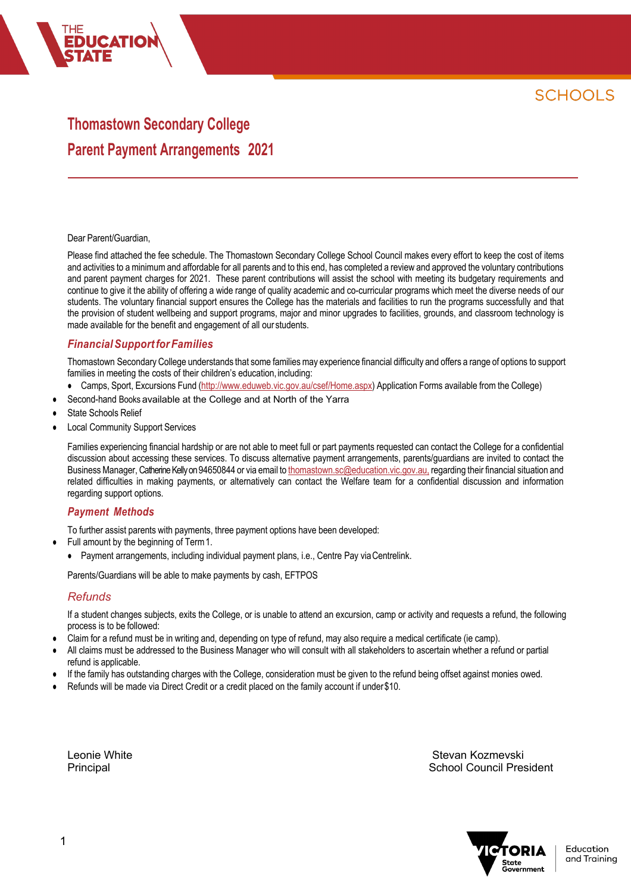# Thomastown Secondary College

## Parent Payment Arrangements 2021

Dear Parent/Guardian,

Please find attached the fee schedule. The Thomastown Secondary College School Council makes every effort to keep the cost of items and activities to a minimum and affordable for all parents and to this end, has completed a review and approved the voluntary contributions and parent payment charges for 2021. These parent contributions will assist the school with meeting its budgetary requirements and continue to give it the ability of offering a wide range of quality academic and co-curricular programs which meet the diverse needs of our students. The voluntary financial support ensures the College has the materials and facilities to run the programs successfully and that the provision of student wellbeing and support programs, major and minor upgrades to facilities, grounds, and classroom technology is made available for the benefit and engagement of all our students.

### *Financial Support for Families*

Thomastown Secondary College understands that some families may experience financial difficulty and offers a range of options to support families in meeting the costs of their children's education, including:

- Camps, Sport, Excursions Fund (http://www.eduweb.vic.gov.au/csef/Home.aspx) Application Forms available from the College)
- Second-hand Books available at the College and at North of the Yarra
- State Schools Relief
- Local Community Support Services

Families experiencing financial hardship or are not able to meet full or part payments requested can contact the College for a confidential discussion about accessing these services. To discuss alternative payment arrangements, parents/guardians are invited to contact the Business Manager, Catherine Kelly on 94650844 or via email to thomastown.sc@education.vic.gov.au, regarding their financial situation and related difficulties in making payments, or alternatively can contact the Welfare team for a confidential discussion and information regarding support options.

### *Payment Methods*

To further assist parents with payments, three payment options have been developed:

- Full amount by the beginning of Term 1.
- Payment arrangements, including individual payment plans, i.e., Centre Pay via Centrelink.

Parents/Guardians will be able to make payments by cash, EFTPOS

### Refunds

If a student changes subjects, exits the College, or is unable to attend an excursion, camp or activity and requests a refund, the following process is to be followed:

- Claim for a refund must be in writing and, depending on type of refund, may also require a medical certificate (ie camp).
- All claims must be addressed to the Business Manager who will consult with all stakeholders to ascertain whether a refund or partial refund is applicable.
- If the family has outstanding charges with the College, consideration must be given to the refund being offset against monies owed.
- Refunds will be made via Direct Credit or a credit placed on the family account if under $10.

Leonie White
Principal

Stevan Kozmevski
School Council President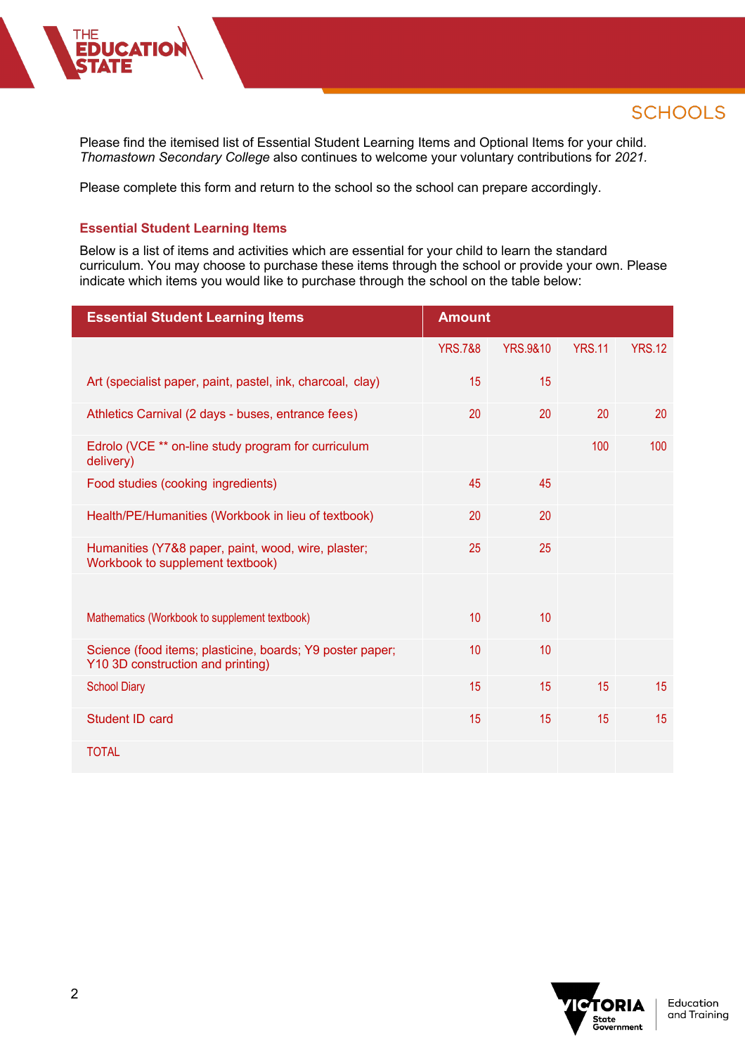Please find the itemised list of Essential Student Learning Items and Optional Items for your child. *Thomastown Secondary College* also continues to welcome your voluntary contributions for *2021.*

Please complete this form and return to the school so the school can prepare accordingly.

### Essential Student Learning Items

Below is a list of items and activities which are essential for your child to learn the standard curriculum. You may choose to purchase these items through the school or provide your own. Please indicate which items you would like to purchase through the school on the table below:

| Essential Student Learning Items | Amount | | | |
|---|---|---|---|---|
| | YRS.7&8 | YRS.9&10 | YRS.11 | YRS.12 |
| Art (specialist paper, paint, pastel, ink, charcoal, clay) | 15 | 15 | | |
| Athletics Carnival (2 days - buses, entrance fees) | 20 | 20 | 20 | 20 |
| Edrolo (VCE ** on-line study program for curriculum delivery) | | | 100 | 100 |
| Food studies (cooking ingredients) | 45 | 45 | | |
| Health/PE/Humanities (Workbook in lieu of textbook) | 20 | 20 | | |
| Humanities (Y7&8 paper, paint, wood, wire, plaster; Workbook to supplement textbook) | 25 | 25 | | |
| Mathematics (Workbook to supplement textbook) | 10 | 10 | | |
| Science (food items; plasticine, boards; Y9 poster paper; Y10 3D construction and printing) | 10 | 10 | | |
| School Diary | 15 | 15 | 15 | 15 |
| Student ID card | 15 | 15 | 15 | 15 |
| TOTAL | | | | |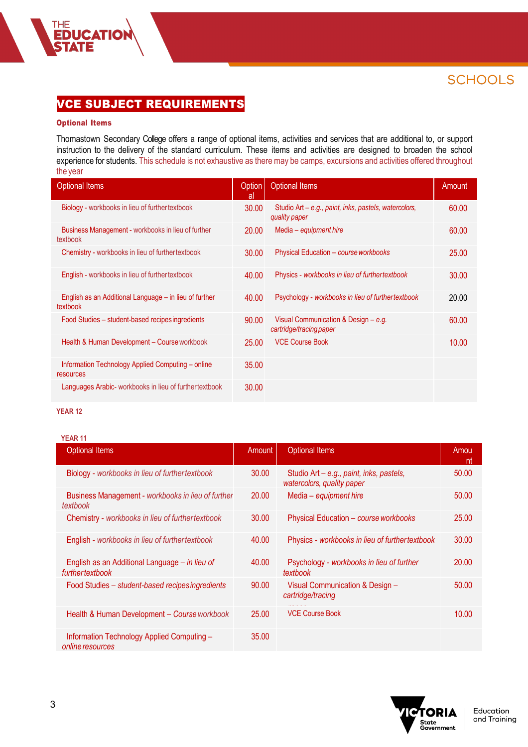## VCE SUBJECT REQUIREMENTS

**Optional Items**

Thomastown Secondary College offers a range of optional items, activities and services that are additional to, or support instruction to the delivery of the standard curriculum. These items and activities are designed to broaden the school experience for students. This schedule is not exhaustive as there may be camps, excursions and activities offered throughout the year

| Optional Items | Optional | Optional Items | Amount |
|---|---|---|---|
| Biology - workbooks in lieu of further textbook | 30.00 | Studio Art – *e.g., paint, inks, pastels, watercolors, quality paper* | 60.00 |
| Business Management - workbooks in lieu of further textbook | 20.00 | Media – *equipment hire* | 60.00 |
| Chemistry - workbooks in lieu of further textbook | 30.00 | Physical Education – *course workbooks* | 25.00 |
| English - workbooks in lieu of further textbook | 40.00 | Physics - *workbooks in lieu of further textbook* | 30.00 |
| English as an Additional Language – in lieu of further textbook | 40.00 | Psychology - *workbooks in lieu of further textbook* | 20.00 |
| Food Studies – student-based recipes ingredients | 90.00 | Visual Communication & Design – *e.g. cartridge/tracing paper* | 60.00 |
| Health & Human Development – Course workbook | 25.00 | VCE Course Book | 10.00 |
| Information Technology Applied Computing – online resources | 35.00 | | |
| Languages Arabic- workbooks in lieu of further textbook | 30.00 | | |

**YEAR 12**

**YEAR 11**

| Optional Items | Amount | Optional Items | Amount |
|---|---|---|---|
| Biology - *workbooks in lieu of further textbook* | 30.00 | Studio Art – *e.g., paint, inks, pastels, watercolors, quality paper* | 50.00 |
| Business Management - *workbooks in lieu of further textbook* | 20.00 | Media – *equipment hire* | 50.00 |
| Chemistry - *workbooks in lieu of further textbook* | 30.00 | Physical Education – *course workbooks* | 25.00 |
| English - *workbooks in lieu of further textbook* | 40.00 | Physics - *workbooks in lieu of further textbook* | 30.00 |
| English as an Additional Language – *in lieu of further textbook* | 40.00 | Psychology - *workbooks in lieu of further textbook* | 20.00 |
| Food Studies – *student-based recipes ingredients* | 90.00 | Visual Communication & Design – *cartridge/tracing* | 50.00 |
| Health & Human Development – *Course workbook* | 25.00 | VCE Course Book | 10.00 |
| Information Technology Applied Computing – *online resources* | 35.00 | | |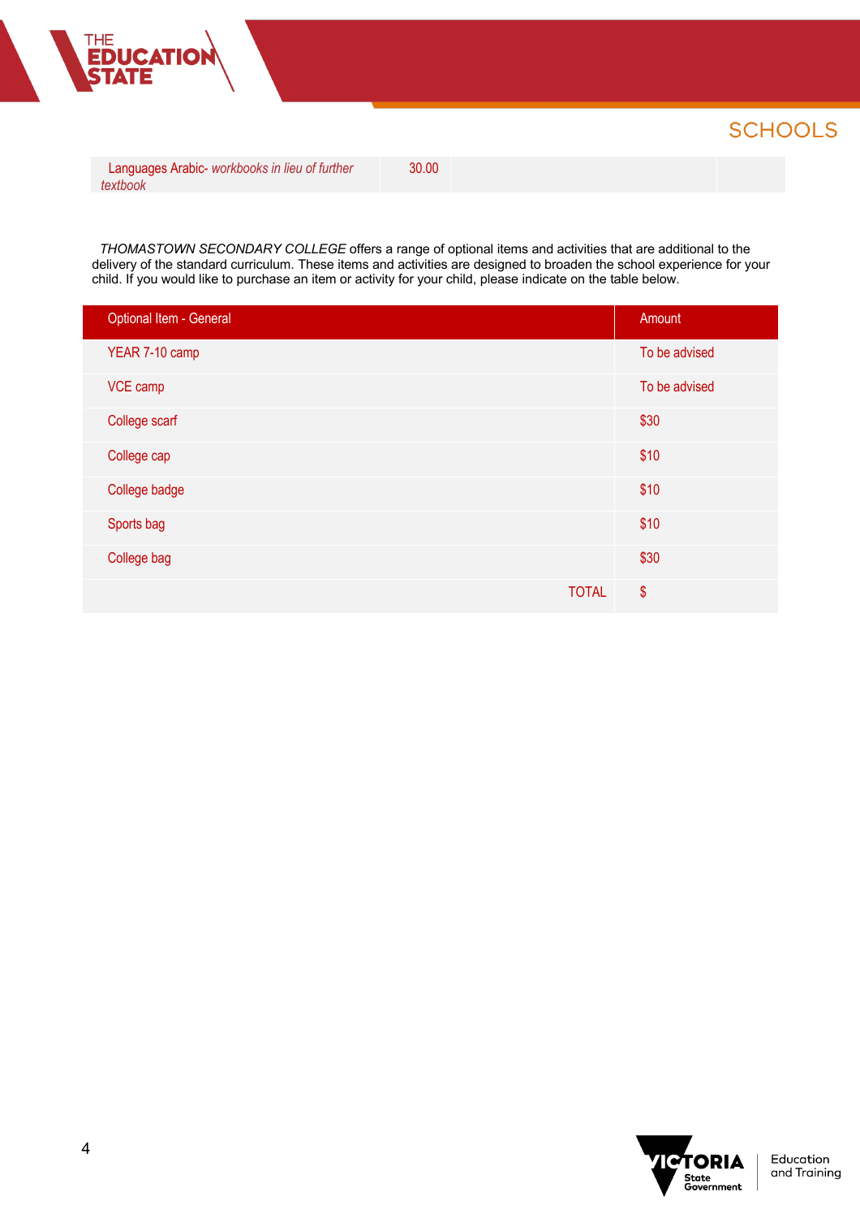| | | | |
|---|---|---|---|
| Languages Arabic- *workbooks in lieu of further textbook* | 30.00 | | |

*THOMASTOWN SECONDARY COLLEGE* offers a range of optional items and activities that are additional to the delivery of the standard curriculum. These items and activities are designed to broaden the school experience for your child. If you would like to purchase an item or activity for your child, please indicate on the table below.

| Optional Item - General | Amount |
|---|---|
| YEAR 7-10 camp | To be advised |
| VCE camp | To be advised |
| College scarf | $30 |
| College cap | $10 |
| College badge | $10 |
| Sports bag | $10 |
| College bag | $30 |
| TOTAL | $ |